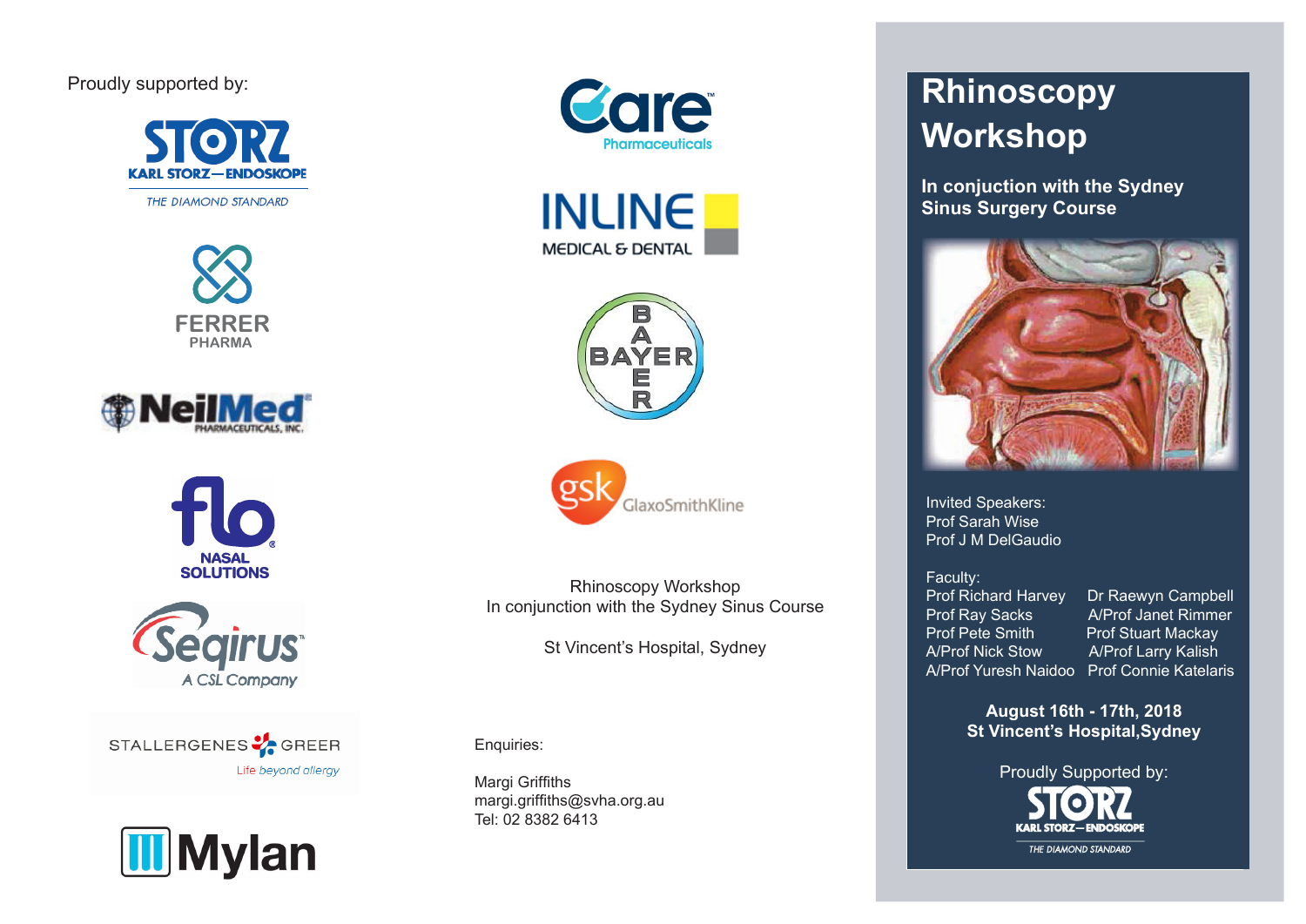Proudly supported by:

KARL STORZ—ENDOSKOPE
THE DIAMOND STANDARD

FERRER PHARMA

NeilMed PHARMACEUTICALS, INC.

flo NASAL SOLUTIONS

Seqirus A CSL Company

STALLERGENES GREER
Life beyond allergy

Mylan

Care Pharmaceuticals

INLINE MEDICAL & DENTAL

BAYER

gsk GlaxoSmithKline

Rhinoscopy Workshop
In conjunction with the Sydney Sinus Course

St Vincent's Hospital, Sydney

Enquiries:

Margi Griffiths
margi.griffiths@svha.org.au
Tel: 02 8382 6413

# Rhinoscopy Workshop

**In conjuction with the Sydney Sinus Surgery Course**

Invited Speakers:
Prof Sarah Wise
Prof J M DelGaudio

Faculty:

| | |
|---|---|
| Prof Richard Harvey | Dr Raewyn Campbell |
| Prof Ray Sacks | A/Prof Janet Rimmer |
| Prof Pete Smith | Prof Stuart Mackay |
| A/Prof Nick Stow | A/Prof Larry Kalish |
| A/Prof Yuresh Naidoo | Prof Connie Katelaris |

**August 16th - 17th, 2018**
**St Vincent's Hospital,Sydney**

Proudly Supported by:

KARL STORZ—ENDOSKOPE
THE DIAMOND STANDARD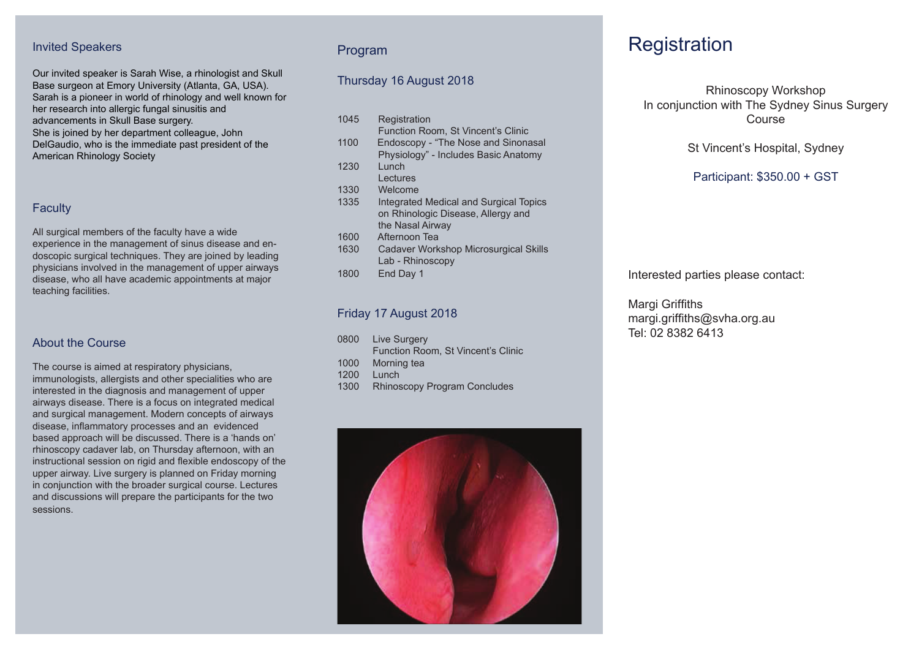## Invited Speakers

Our invited speaker is Sarah Wise, a rhinologist and Skull Base surgeon at Emory University (Atlanta, GA, USA). Sarah is a pioneer in world of rhinology and well known for her research into allergic fungal sinusitis and advancements in Skull Base surgery.
She is joined by her department colleague, John DelGaudio, who is the immediate past president of the American Rhinology Society

## Faculty

All surgical members of the faculty have a wide experience in the management of sinus disease and endoscopic surgical techniques. They are joined by leading physicians involved in the management of upper airways disease, who all have academic appointments at major teaching facilities.

## About the Course

The course is aimed at respiratory physicians, immunologists, allergists and other specialities who are interested in the diagnosis and management of upper airways disease. There is a focus on integrated medical and surgical management. Modern concepts of airways disease, inflammatory processes and an evidenced based approach will be discussed. There is a 'hands on' rhinoscopy cadaver lab, on Thursday afternoon, with an instructional session on rigid and flexible endoscopy of the upper airway. Live surgery is planned on Friday morning in conjunction with the broader surgical course. Lectures and discussions will prepare the participants for the two sessions.

## Program

### Thursday 16 August 2018

| | |
|---|---|
| 1045 | Registration<br>Function Room, St Vincent's Clinic |
| 1100 | Endoscopy - "The Nose and Sinonasal Physiology" - Includes Basic Anatomy |
| 1230 | Lunch<br>Lectures |
| 1330 | Welcome |
| 1335 | Integrated Medical and Surgical Topics on Rhinologic Disease, Allergy and the Nasal Airway |
| 1600 | Afternoon Tea |
| 1630 | Cadaver Workshop Microsurgical Skills Lab - Rhinoscopy |
| 1800 | End Day 1 |

### Friday 17 August 2018

| | |
|---|---|
| 0800 | Live Surgery<br>Function Room, St Vincent's Clinic |
| 1000 | Morning tea |
| 1200 | Lunch |
| 1300 | Rhinoscopy Program Concludes |

# Registration

Rhinoscopy Workshop
In conjunction with The Sydney Sinus Surgery Course

St Vincent's Hospital, Sydney

Participant: $350.00 + GST

Interested parties please contact:

Margi Griffiths
margi.griffiths@svha.org.au
Tel: 02 8382 6413